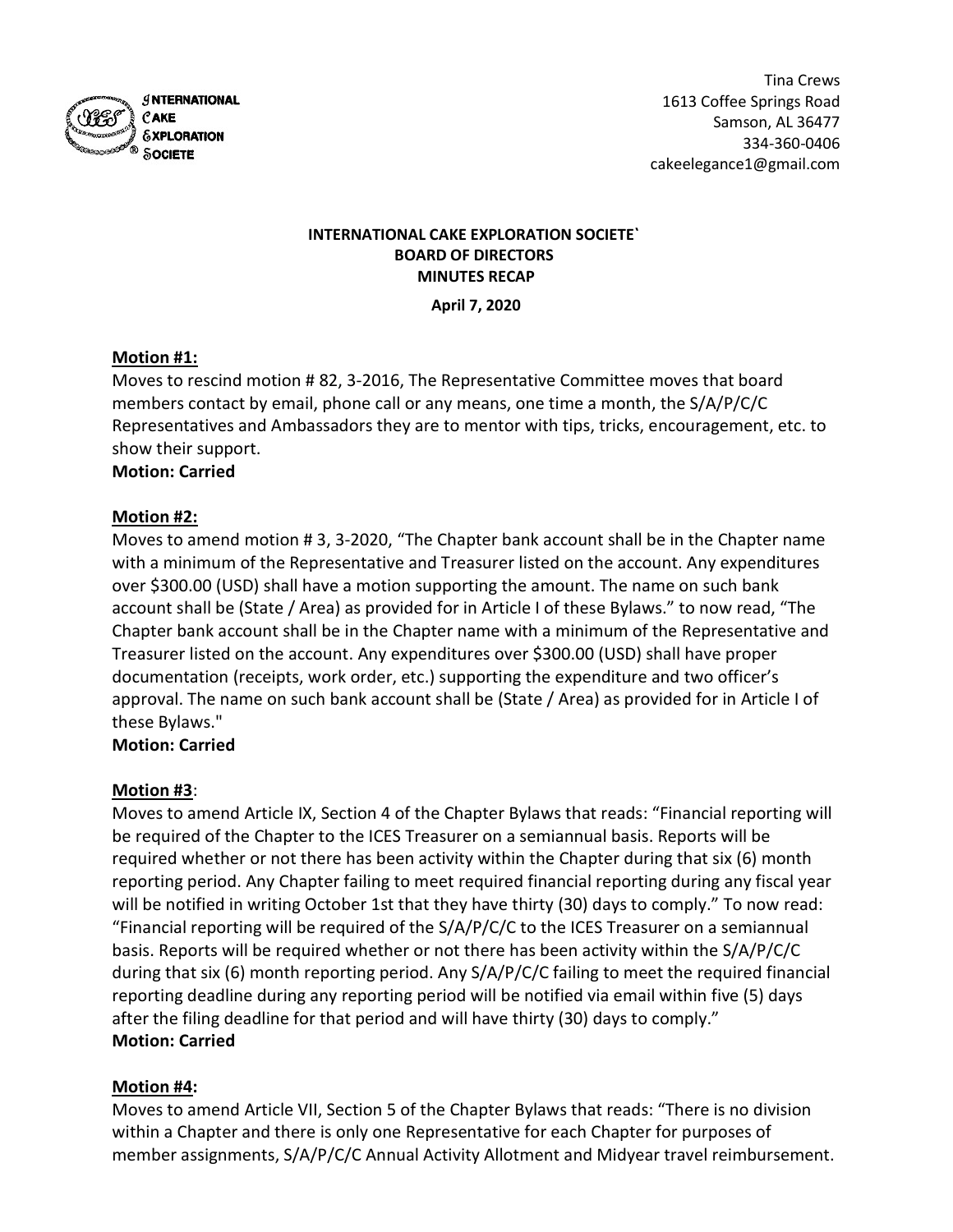INTERNATIONAL CAKE EXPLORATION SOCIETE

Tina Crews
1613 Coffee Springs Road
Samson, AL 36477
334-360-0406
cakeelegance1@gmail.com

**INTERNATIONAL CAKE EXPLORATION SOCIETE`**
**BOARD OF DIRECTORS**
**MINUTES RECAP**

**April 7, 2020**

**Motion #1:**
Moves to rescind motion # 82, 3-2016, The Representative Committee moves that board members contact by email, phone call or any means, one time a month, the S/A/P/C/C Representatives and Ambassadors they are to mentor with tips, tricks, encouragement, etc. to show their support.
**Motion: Carried**

**Motion #2:**
Moves to amend motion # 3, 3-2020, "The Chapter bank account shall be in the Chapter name with a minimum of the Representative and Treasurer listed on the account. Any expenditures over $300.00 (USD) shall have a motion supporting the amount. The name on such bank account shall be (State / Area) as provided for in Article I of these Bylaws." to now read, "The Chapter bank account shall be in the Chapter name with a minimum of the Representative and Treasurer listed on the account. Any expenditures over $300.00 (USD) shall have proper documentation (receipts, work order, etc.) supporting the expenditure and two officer's approval. The name on such bank account shall be (State / Area) as provided for in Article I of these Bylaws."
**Motion: Carried**

**Motion #3**:
Moves to amend Article IX, Section 4 of the Chapter Bylaws that reads: "Financial reporting will be required of the Chapter to the ICES Treasurer on a semiannual basis. Reports will be required whether or not there has been activity within the Chapter during that six (6) month reporting period. Any Chapter failing to meet required financial reporting during any fiscal year will be notified in writing October 1st that they have thirty (30) days to comply." To now read: "Financial reporting will be required of the S/A/P/C/C to the ICES Treasurer on a semiannual basis. Reports will be required whether or not there has been activity within the S/A/P/C/C during that six (6) month reporting period. Any S/A/P/C/C failing to meet the required financial reporting deadline during any reporting period will be notified via email within five (5) days after the filing deadline for that period and will have thirty (30) days to comply."
**Motion: Carried**

**Motion #4:**
Moves to amend Article VII, Section 5 of the Chapter Bylaws that reads: "There is no division within a Chapter and there is only one Representative for each Chapter for purposes of member assignments, S/A/P/C/C Annual Activity Allotment and Midyear travel reimbursement.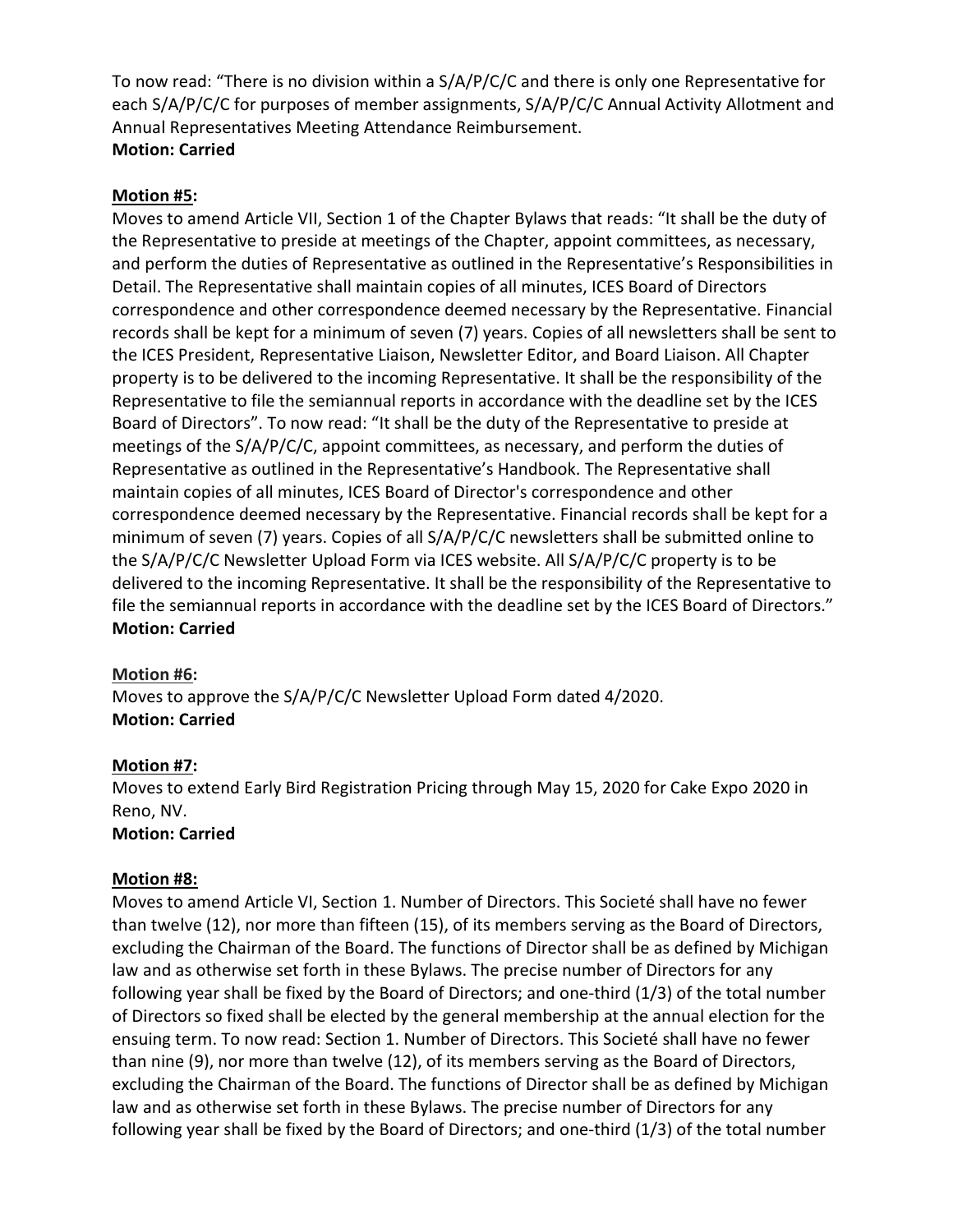To now read: "There is no division within a S/A/P/C/C and there is only one Representative for each S/A/P/C/C for purposes of member assignments, S/A/P/C/C Annual Activity Allotment and Annual Representatives Meeting Attendance Reimbursement.
**Motion: Carried**

**Motion #5:**
Moves to amend Article VII, Section 1 of the Chapter Bylaws that reads: "It shall be the duty of the Representative to preside at meetings of the Chapter, appoint committees, as necessary, and perform the duties of Representative as outlined in the Representative's Responsibilities in Detail. The Representative shall maintain copies of all minutes, ICES Board of Directors correspondence and other correspondence deemed necessary by the Representative. Financial records shall be kept for a minimum of seven (7) years. Copies of all newsletters shall be sent to the ICES President, Representative Liaison, Newsletter Editor, and Board Liaison. All Chapter property is to be delivered to the incoming Representative. It shall be the responsibility of the Representative to file the semiannual reports in accordance with the deadline set by the ICES Board of Directors". To now read: "It shall be the duty of the Representative to preside at meetings of the S/A/P/C/C, appoint committees, as necessary, and perform the duties of Representative as outlined in the Representative's Handbook. The Representative shall maintain copies of all minutes, ICES Board of Director's correspondence and other correspondence deemed necessary by the Representative. Financial records shall be kept for a minimum of seven (7) years. Copies of all S/A/P/C/C newsletters shall be submitted online to the S/A/P/C/C Newsletter Upload Form via ICES website. All S/A/P/C/C property is to be delivered to the incoming Representative. It shall be the responsibility of the Representative to file the semiannual reports in accordance with the deadline set by the ICES Board of Directors."
**Motion: Carried**

**Motion #6:**
Moves to approve the S/A/P/C/C Newsletter Upload Form dated 4/2020.
**Motion: Carried**

**Motion #7:**
Moves to extend Early Bird Registration Pricing through May 15, 2020 for Cake Expo 2020 in Reno, NV.
**Motion: Carried**

**Motion #8:**
Moves to amend Article VI, Section 1. Number of Directors. This Societé shall have no fewer than twelve (12), nor more than fifteen (15), of its members serving as the Board of Directors, excluding the Chairman of the Board. The functions of Director shall be as defined by Michigan law and as otherwise set forth in these Bylaws. The precise number of Directors for any following year shall be fixed by the Board of Directors; and one-third (1/3) of the total number of Directors so fixed shall be elected by the general membership at the annual election for the ensuing term. To now read: Section 1. Number of Directors. This Societé shall have no fewer than nine (9), nor more than twelve (12), of its members serving as the Board of Directors, excluding the Chairman of the Board. The functions of Director shall be as defined by Michigan law and as otherwise set forth in these Bylaws. The precise number of Directors for any following year shall be fixed by the Board of Directors; and one-third (1/3) of the total number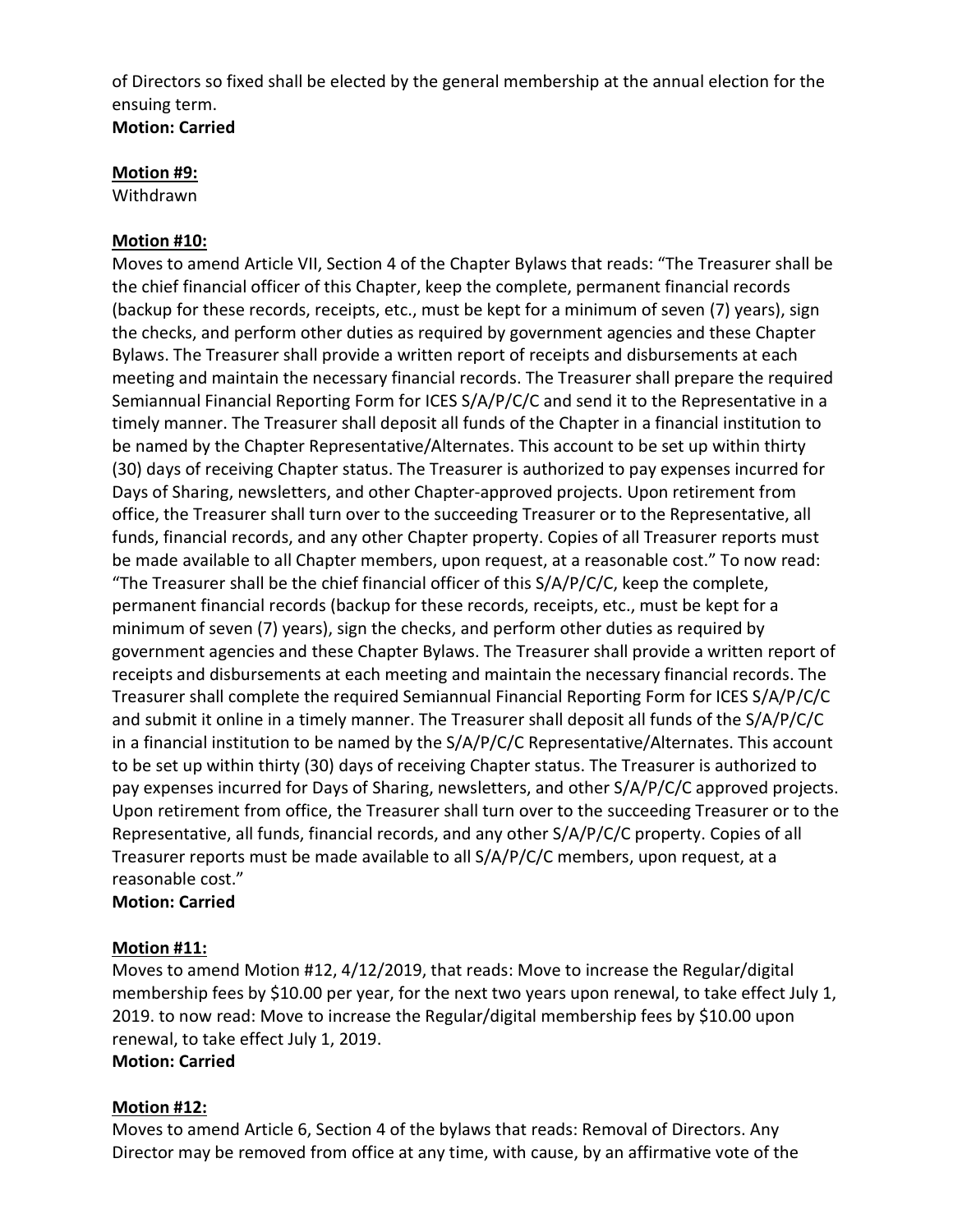of Directors so fixed shall be elected by the general membership at the annual election for the ensuing term.
**Motion: Carried**

**Motion #9:**
Withdrawn

**Motion #10:**
Moves to amend Article VII, Section 4 of the Chapter Bylaws that reads: "The Treasurer shall be the chief financial officer of this Chapter, keep the complete, permanent financial records (backup for these records, receipts, etc., must be kept for a minimum of seven (7) years), sign the checks, and perform other duties as required by government agencies and these Chapter Bylaws. The Treasurer shall provide a written report of receipts and disbursements at each meeting and maintain the necessary financial records. The Treasurer shall prepare the required Semiannual Financial Reporting Form for ICES S/A/P/C/C and send it to the Representative in a timely manner. The Treasurer shall deposit all funds of the Chapter in a financial institution to be named by the Chapter Representative/Alternates. This account to be set up within thirty (30) days of receiving Chapter status. The Treasurer is authorized to pay expenses incurred for Days of Sharing, newsletters, and other Chapter-approved projects. Upon retirement from office, the Treasurer shall turn over to the succeeding Treasurer or to the Representative, all funds, financial records, and any other Chapter property. Copies of all Treasurer reports must be made available to all Chapter members, upon request, at a reasonable cost." To now read: "The Treasurer shall be the chief financial officer of this S/A/P/C/C, keep the complete, permanent financial records (backup for these records, receipts, etc., must be kept for a minimum of seven (7) years), sign the checks, and perform other duties as required by government agencies and these Chapter Bylaws. The Treasurer shall provide a written report of receipts and disbursements at each meeting and maintain the necessary financial records. The Treasurer shall complete the required Semiannual Financial Reporting Form for ICES S/A/P/C/C and submit it online in a timely manner. The Treasurer shall deposit all funds of the S/A/P/C/C in a financial institution to be named by the S/A/P/C/C Representative/Alternates. This account to be set up within thirty (30) days of receiving Chapter status. The Treasurer is authorized to pay expenses incurred for Days of Sharing, newsletters, and other S/A/P/C/C approved projects. Upon retirement from office, the Treasurer shall turn over to the succeeding Treasurer or to the Representative, all funds, financial records, and any other S/A/P/C/C property. Copies of all Treasurer reports must be made available to all S/A/P/C/C members, upon request, at a reasonable cost."
**Motion: Carried**

**Motion #11:**
Moves to amend Motion #12, 4/12/2019, that reads: Move to increase the Regular/digital membership fees by $10.00 per year, for the next two years upon renewal, to take effect July 1, 2019. to now read: Move to increase the Regular/digital membership fees by $10.00 upon renewal, to take effect July 1, 2019.
**Motion: Carried**

**Motion #12:**
Moves to amend Article 6, Section 4 of the bylaws that reads: Removal of Directors. Any Director may be removed from office at any time, with cause, by an affirmative vote of the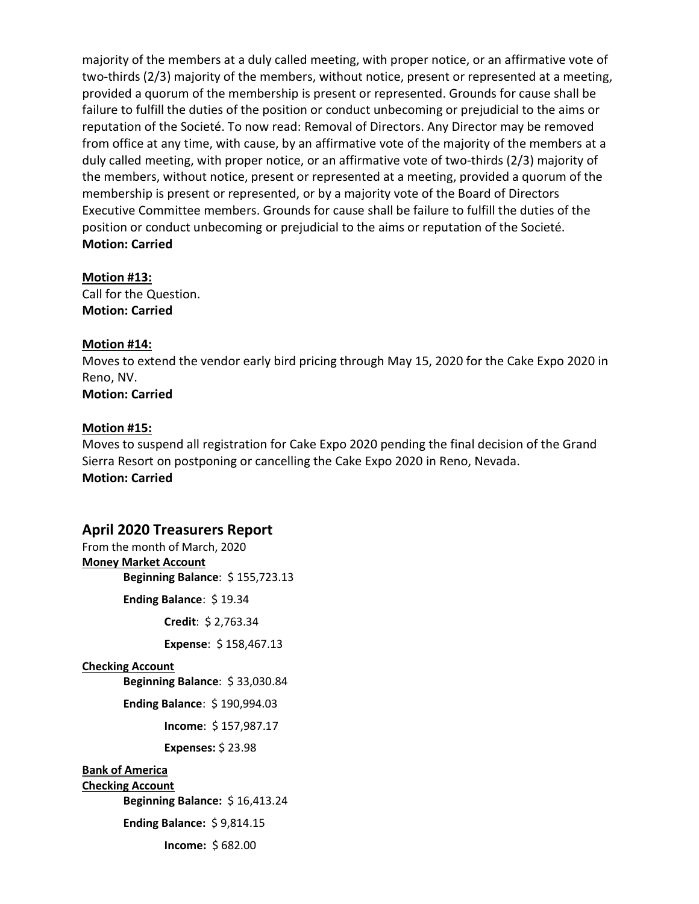majority of the members at a duly called meeting, with proper notice, or an affirmative vote of two-thirds (2/3) majority of the members, without notice, present or represented at a meeting, provided a quorum of the membership is present or represented. Grounds for cause shall be failure to fulfill the duties of the position or conduct unbecoming or prejudicial to the aims or reputation of the Societé. To now read: Removal of Directors. Any Director may be removed from office at any time, with cause, by an affirmative vote of the majority of the members at a duly called meeting, with proper notice, or an affirmative vote of two-thirds (2/3) majority of the members, without notice, present or represented at a meeting, provided a quorum of the membership is present or represented, or by a majority vote of the Board of Directors Executive Committee members. Grounds for cause shall be failure to fulfill the duties of the position or conduct unbecoming or prejudicial to the aims or reputation of the Societé.
**Motion: Carried**

**Motion #13:**
Call for the Question.
**Motion: Carried**

**Motion #14:**
Moves to extend the vendor early bird pricing through May 15, 2020 for the Cake Expo 2020 in Reno, NV.
**Motion: Carried**

**Motion #15:**
Moves to suspend all registration for Cake Expo 2020 pending the final decision of the Grand Sierra Resort on postponing or cancelling the Cake Expo 2020 in Reno, Nevada.
**Motion: Carried**

## April 2020 Treasurers Report

From the month of March, 2020

**Money Market Account**

- **Beginning Balance**: $ 155,723.13
- **Ending Balance**: $ 19.34
  - **Credit**: $ 2,763.34
  - **Expense**: $ 158,467.13

**Checking Account**

- **Beginning Balance**: $ 33,030.84
- **Ending Balance**: $ 190,994.03
  - **Income**: $ 157,987.17
  - **Expenses:** $ 23.98

**Bank of America**
**Checking Account**

- **Beginning Balance:** $ 16,413.24
- **Ending Balance:** $ 9,814.15
  - **Income:** $ 682.00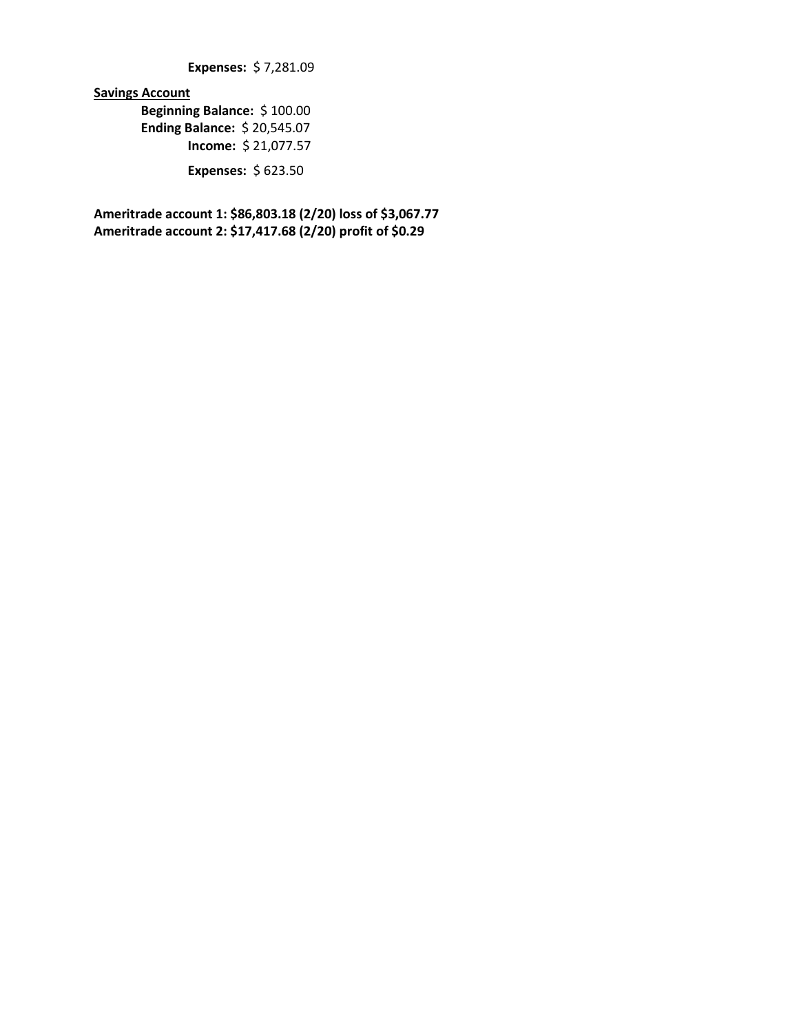**Expenses:** $ 7,281.09

**<u>Savings Account</u>**

**Beginning Balance:** $ 100.00
**Ending Balance:** $ 20,545.07
**Income:** $ 21,077.57

**Expenses:** $ 623.50

**Ameritrade account 1: $86,803.18 (2/20) loss of $3,067.77**
**Ameritrade account 2: $17,417.68 (2/20) profit of $0.29**